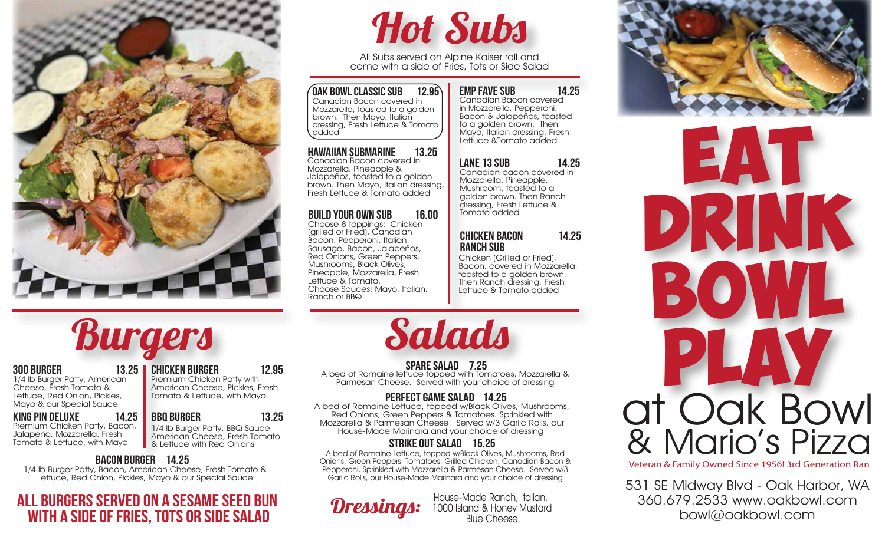# Hot Subs

All Subs served on Alpine Kaiser roll and come with a side of Fries, Tots or Side Salad

**OAK BOWL CLASSIC SUB 12.95**
Canadian Bacon covered in Mozzarella, toasted to a golden brown. Then Mayo, Italian dressing, Fresh Lettuce & Tomato added

**HAWAIIAN SUBMARINE 13.25**
Canadian Bacon covered in Mozzarella, Pineapple & Jalapeños, toasted to a golden brown. Then Mayo, Italian dressing, Fresh Lettuce & Tomato added

**BUILD YOUR OWN SUB 16.00**
Choose 8 toppings: Chicken (grilled or Fried), Canadian Bacon, Pepperoni, Italian Sausage, Bacon, Jalapeños, Red Onions, Green Peppers, Mushrooms, Black Olives, Pineapple, Mozzarella, Fresh Lettuce & Tomato.
Choose Sauces: Mayo, Italian, Ranch or BBQ

**EMP FAVE SUB 14.25**
Canadian Bacon covered in Mozzarella, Pepperoni, Bacon & Jalapeños, toasted to a golden brown. Then Mayo, Italian dressing, Fresh Lettuce &Tomato added

**LANE 13 SUB 14.25**
Canadian bacon covered in Mozzarella, Pineapple, Mushroom, toasted to a golden brown. Then Ranch dressing, Fresh Lettuce & Tomato added

**CHICKEN BACON RANCH SUB 14.25**
Chicken (Grilled or Fried), Bacon, covered in Mozzarella, toasted to a golden brown. Then Ranch dressing, Fresh Lettuce & Tomato added

# Burgers

**300 BURGER 13.25**
1/4 lb Burger Patty, American Cheese, Fresh Tomato & Lettuce, Red Onion, Pickles, Mayo & our Special Sauce

**KING PIN DELUXE 14.25**
Premium Chicken Patty, Bacon, Jalapeño, Mozzarella, Fresh Tomato & Lettuce, with Mayo

**CHICKEN BURGER 12.95**
Premium Chicken Patty with American Cheese, Pickles, Fresh Tomato & Lettuce, with Mayo

**BBQ BURGER 13.25**
1/4 lb Burger Patty, BBQ Sauce, American Cheese, Fresh Tomato & Lettuce with Red Onions

**BACON BURGER 14.25**
1/4 lb Burger Patty, Bacon, American Cheese, Fresh Tomato & Lettuce, Red Onion, Pickles, Mayo & our Special Sauce

**ALL BURGERS SERVED ON A SESAME SEED BUN WITH A SIDE OF FRIES, TOTS OR SIDE SALAD**

# Salads

**SPARE SALAD 7.25**
A bed of Romaine lettuce topped with Tomatoes, Mozzarella & Parmesan Cheese. Served with your choice of dressing

**PERFECT GAME SALAD 14.25**
A bed of Romaine Lettuce, topped w/Black Olives, Mushrooms, Red Onions, Green Peppers & Tomatoes. Sprinkled with Mozzarella & Parmesan Cheese. Served w/3 Garlic Rolls, our House-Made Marinara and your choice of dressing

**STRIKE OUT SALAD 15.25**
A bed of Romaine Lettuce, topped w/Black Olives, Mushrooms, Red Onions, Green Peppers, Tomatoes, Grilled Chicken, Canadian Bacon & Pepperoni, Sprinkled with Mozzarella & Parmesan Cheese. Served w/3 Garlic Rolls, our House-Made Marinara and your choice of dressing

**Dressings:** House-Made Ranch, Italian, 1000 Island & Honey Mustard, Blue Cheese

# EAT DRINK BOWL PLAY

## at Oak Bowl & Mario's Pizza

Veteran & Family Owned Since 1956! 3rd Generation Ran

531 SE Midway Blvd - Oak Harbor, WA
360.679.2533 www.oakbowl.com
bowl@oakbowl.com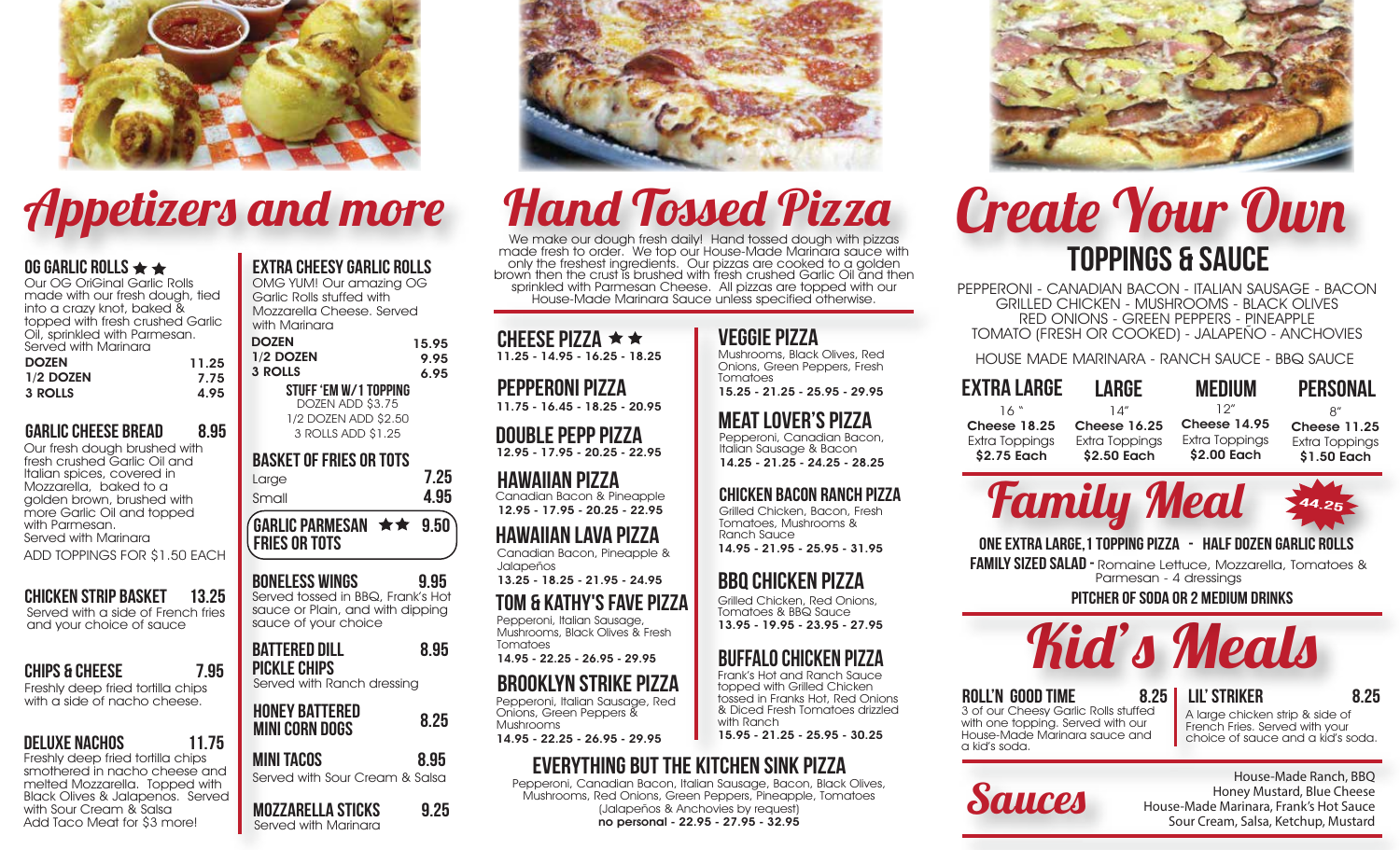# Appetizers and more

## OG GARLIC ROLLS ★★

Our OG OriGinal Garlic Rolls made with our fresh dough, tied into a crazy knot, baked & topped with fresh crushed Garlic Oil, sprinkled with Parmesan. Served with Marinara

| | |
|---|---|
| **DOZEN** | **11.25** |
| **1/2 DOZEN** | **7.75** |
| **3 ROLLS** | **4.95** |

## GARLIC CHEESE BREAD 8.95

Our fresh dough brushed with fresh crushed Garlic Oil and Italian spices, covered in Mozzarella, baked to a golden brown, brushed with more Garlic Oil and topped with Parmesan.
Served with Marinara

ADD TOPPINGS FOR $1.50 EACH

## CHICKEN STRIP BASKET 13.25

Served with a side of French fries and your choice of sauce

## CHIPS & CHEESE 7.95

Freshly deep fried tortilla chips with a side of nacho cheese.

## DELUXE NACHOS 11.75

Freshly deep fried tortilla chips smothered in nacho cheese and melted Mozzarella. Topped with Black Olives & Jalapenos. Served with Sour Cream & Salsa
Add Taco Meat for $3 more!

## EXTRA CHEESY GARLIC ROLLS

OMG YUM! Our amazing OG Garlic Rolls stuffed with Mozzarella Cheese. Served with Marinara

| | |
|---|---|
| **DOZEN** | **15.95** |
| **1/2 DOZEN** | **9.95** |
| **3 ROLLS** | **6.95** |

**STUFF 'EM W/1 TOPPING**
DOZEN ADD $3.75
1/2 DOZEN ADD $2.50
3 ROLLS ADD $1.25

## BASKET OF FRIES OR TOTS

| | |
|---|---|
| Large | **7.25** |
| Small | **4.95** |

## GARLIC PARMESAN ★★ FRIES OR TOTS 9.50

## BONELESS WINGS 9.95

Served tossed in BBQ, Frank's Hot sauce or Plain, and with dipping sauce of your choice

## BATTERED DILL PICKLE CHIPS 8.95

Served with Ranch dressing

## HONEY BATTERED MINI CORN DOGS 8.25

## MINI TACOS 8.95

Served with Sour Cream & Salsa

## MOZZARELLA STICKS 9.25

Served with Marinara

# Hand Tossed Pizza

We make our dough fresh daily! Hand tossed dough with pizzas made fresh to order. We top our House-Made Marinara sauce with only the freshest ingredients. Our pizzas are cooked to a golden brown then the crust is brushed with fresh crushed Garlic Oil and then sprinkled with Parmesan Cheese. All pizzas are topped with our House-Made Marinara Sauce unless specified otherwise.

## CHEESE PIZZA ★★

**11.25 - 14.95 - 16.25 - 18.25**

## PEPPERONI PIZZA

**11.75 - 16.45 - 18.25 - 20.95**

## DOUBLE PEPP PIZZA

**12.95 - 17.95 - 20.25 - 22.95**

## HAWAIIAN PIZZA

Canadian Bacon & Pineapple
**12.95 - 17.95 - 20.25 - 22.95**

## HAWAIIAN LAVA PIZZA

Canadian Bacon, Pineapple & Jalapeños
**13.25 - 18.25 - 21.95 - 24.95**

## TOM & KATHY'S FAVE PIZZA

Pepperoni, Italian Sausage, Mushrooms, Black Olives & Fresh Tomatoes
**14.95 - 22.25 - 26.95 - 29.95**

## BROOKLYN STRIKE PIZZA

Pepperoni, Italian Sausage, Red Onions, Green Peppers & Mushrooms
**14.95 - 22.25 - 26.95 - 29.95**

## VEGGIE PIZZA

Mushrooms, Black Olives, Red Onions, Green Peppers, Fresh Tomatoes
**15.25 - 21.25 - 25.95 - 29.95**

## MEAT LOVER'S PIZZA

Pepperoni, Canadian Bacon, Italian Sausage & Bacon
**14.25 - 21.25 - 24.25 - 28.25**

## CHICKEN BACON RANCH PIZZA

Grilled Chicken, Bacon, Fresh Tomatoes, Mushrooms & Ranch Sauce
**14.95 - 21.95 - 25.95 - 31.95**

## BBQ CHICKEN PIZZA

Grilled Chicken, Red Onions, Tomatoes & BBQ Sauce
**13.95 - 19.95 - 23.95 - 27.95**

## BUFFALO CHICKEN PIZZA

Frank's Hot and Ranch Sauce topped with Grilled Chicken tossed in Franks Hot, Red Onions & Diced Fresh Tomatoes drizzled with Ranch
**15.95 - 21.25 - 25.95 - 30.25**

## EVERYTHING BUT THE KITCHEN SINK PIZZA

Pepperoni, Canadian Bacon, Italian Sausage, Bacon, Black Olives, Mushrooms, Red Onions, Green Peppers, Pineapple, Tomatoes
(Jalapeños & Anchovies by request)
**no personal - 22.95 - 27.95 - 32.95**

# Create Your Own

## TOPPINGS & SAUCE

PEPPERONI - CANADIAN BACON - ITALIAN SAUSAGE - BACON
GRILLED CHICKEN - MUSHROOMS - BLACK OLIVES
RED ONIONS - GREEN PEPPERS - PINEAPPLE
TOMATO (FRESH OR COOKED) - JALAPEÑO - ANCHOVIES

HOUSE MADE MARINARA - RANCH SAUCE - BBQ SAUCE

| EXTRA LARGE | LARGE | MEDIUM | PERSONAL |
|---|---|---|---|
| 16" | 14" | 12" | 8" |
| **Cheese 18.25** | **Cheese 16.25** | **Cheese 14.95** | **Cheese 11.25** |
| Extra Toppings **$2.75 Each** | Extra Toppings **$2.50 Each** | Extra Toppings **$2.00 Each** | Extra Toppings **$1.50 Each** |

# Family Meal 44.25

**ONE EXTRA LARGE, 1 TOPPING PIZZA - HALF DOZEN GARLIC ROLLS**

**FAMILY SIZED SALAD -** Romaine Lettuce, Mozzarella, Tomatoes & Parmesan - 4 dressings

**PITCHER OF SODA OR 2 MEDIUM DRINKS**

# Kid's Meals

## ROLL'N GOOD TIME 8.25

3 of our Cheesy Garlic Rolls stuffed with one topping. Served with our House-Made Marinara sauce and a kid's soda.

## LIL' STRIKER 8.25

A large chicken strip & side of French Fries. Served with your choice of sauce and a kid's soda.

# Sauces

House-Made Ranch, BBQ
Honey Mustard, Blue Cheese
House-Made Marinara, Frank's Hot Sauce
Sour Cream, Salsa, Ketchup, Mustard